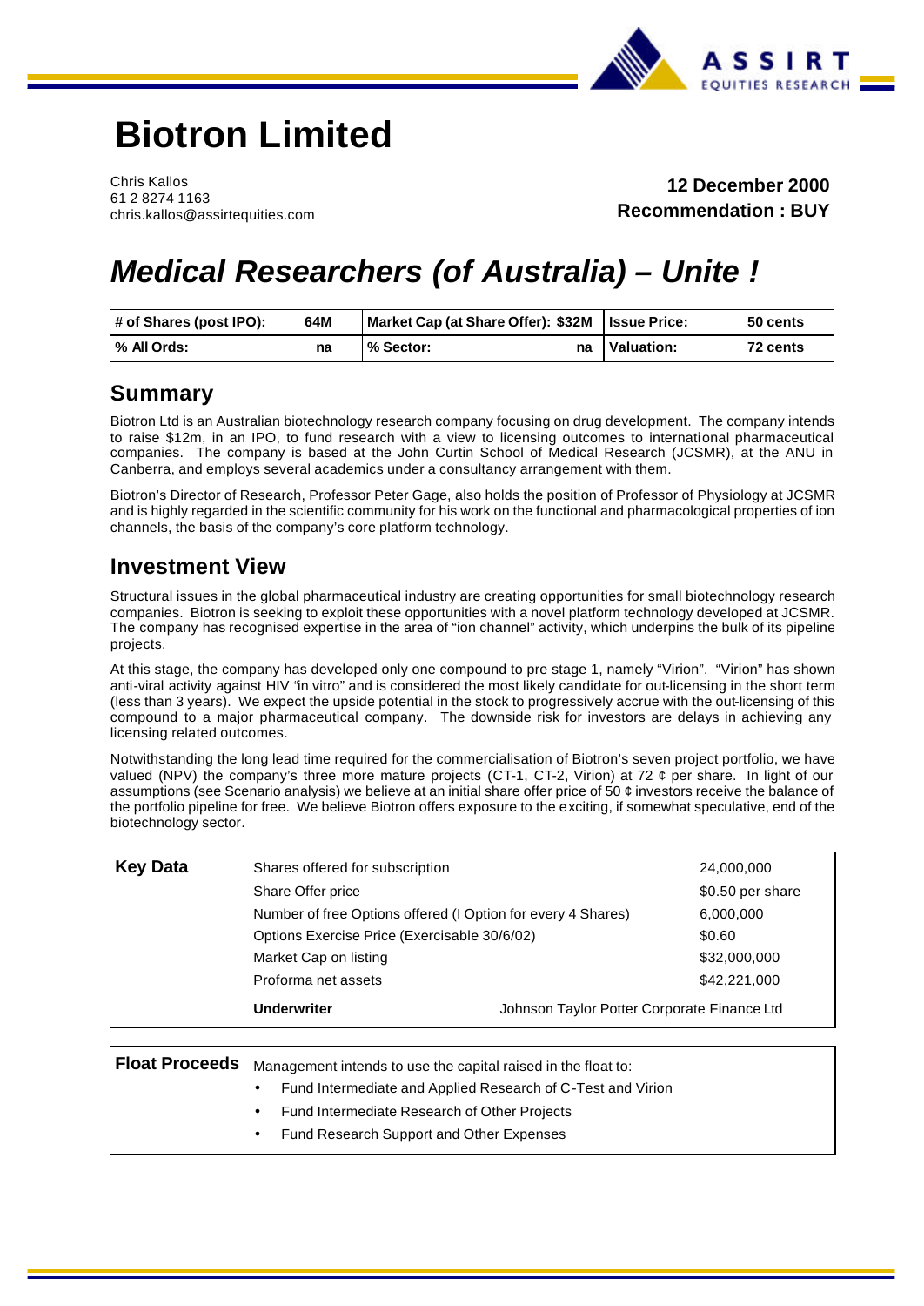# Biotron Limited

Chris Kallos
61 2 8274 1163
chris.kallos@assirtequities.com

**12 December 2000**
**Recommendation : BUY**

## *Medical Researchers (of Australia) – Unite !*

| # of Shares (post IPO): | 64M | Market Cap (at Share Offer): | $32M | Issue Price: | 50 cents |
|---|---|---|---|---|---|
| % All Ords: | na | % Sector: | na | Valuation: | 72 cents |

## Summary

Biotron Ltd is an Australian biotechnology research company focusing on drug development. The company intends to raise $12m, in an IPO, to fund research with a view to licensing outcomes to international pharmaceutical companies. The company is based at the John Curtin School of Medical Research (JCSMR), at the ANU in Canberra, and employs several academics under a consultancy arrangement with them.

Biotron's Director of Research, Professor Peter Gage, also holds the position of Professor of Physiology at JCSMR and is highly regarded in the scientific community for his work on the functional and pharmacological properties of ion channels, the basis of the company's core platform technology.

## Investment View

Structural issues in the global pharmaceutical industry are creating opportunities for small biotechnology research companies. Biotron is seeking to exploit these opportunities with a novel platform technology developed at JCSMR. The company has recognised expertise in the area of "ion channel" activity, which underpins the bulk of its pipeline projects.

At this stage, the company has developed only one compound to pre stage 1, namely "Virion". "Virion" has shown anti-viral activity against HIV "in vitro" and is considered the most likely candidate for out-licensing in the short term (less than 3 years). We expect the upside potential in the stock to progressively accrue with the out-licensing of this compound to a major pharmaceutical company. The downside risk for investors are delays in achieving any licensing related outcomes.

Notwithstanding the long lead time required for the commercialisation of Biotron's seven project portfolio, we have valued (NPV) the company's three more mature projects (CT-1, CT-2, Virion) at 72 ¢ per share. In light of our assumptions (see Scenario analysis) we believe at an initial share offer price of 50 ¢ investors receive the balance of the portfolio pipeline for free. We believe Biotron offers exposure to the exciting, if somewhat speculative, end of the biotechnology sector.

| **Key Data** | | |
|---|---|---|
| | Shares offered for subscription | 24,000,000 |
| | Share Offer price | $0.50 per share |
| | Number of free Options offered (I Option for every 4 Shares) | 6,000,000 |
| | Options Exercise Price (Exercisable 30/6/02) | $0.60 |
| | Market Cap on listing | $32,000,000 |
| | Proforma net assets | $42,221,000 |
| | **Underwriter** | Johnson Taylor Potter Corporate Finance Ltd |

**Float Proceeds**

Management intends to use the capital raised in the float to:

- Fund Intermediate and Applied Research of C-Test and Virion
- Fund Intermediate Research of Other Projects
- Fund Research Support and Other Expenses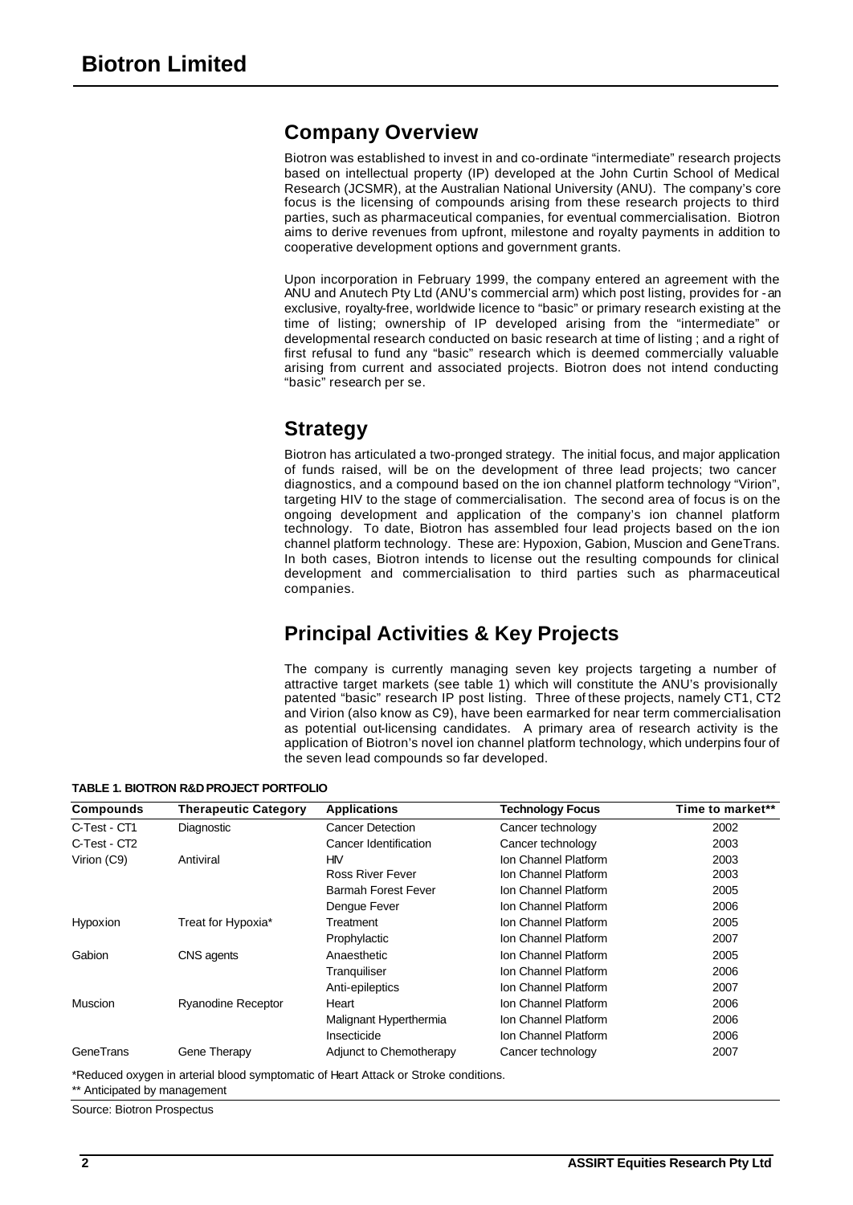# Biotron Limited

## Company Overview

Biotron was established to invest in and co-ordinate "intermediate" research projects based on intellectual property (IP) developed at the John Curtin School of Medical Research (JCSMR), at the Australian National University (ANU). The company's core focus is the licensing of compounds arising from these research projects to third parties, such as pharmaceutical companies, for eventual commercialisation. Biotron aims to derive revenues from upfront, milestone and royalty payments in addition to cooperative development options and government grants.

Upon incorporation in February 1999, the company entered an agreement with the ANU and Anutech Pty Ltd (ANU's commercial arm) which post listing, provides for - an exclusive, royalty-free, worldwide licence to "basic" or primary research existing at the time of listing; ownership of IP developed arising from the "intermediate" or developmental research conducted on basic research at time of listing ; and a right of first refusal to fund any "basic" research which is deemed commercially valuable arising from current and associated projects. Biotron does not intend conducting "basic" research per se.

## Strategy

Biotron has articulated a two-pronged strategy. The initial focus, and major application of funds raised, will be on the development of three lead projects; two cancer diagnostics, and a compound based on the ion channel platform technology "Virion", targeting HIV to the stage of commercialisation. The second area of focus is on the ongoing development and application of the company's ion channel platform technology. To date, Biotron has assembled four lead projects based on the ion channel platform technology. These are: Hypoxion, Gabion, Muscion and GeneTrans. In both cases, Biotron intends to license out the resulting compounds for clinical development and commercialisation to third parties such as pharmaceutical companies.

## Principal Activities & Key Projects

The company is currently managing seven key projects targeting a number of attractive target markets (see table 1) which will constitute the ANU's provisionally patented "basic" research IP post listing. Three of these projects, namely CT1, CT2 and Virion (also know as C9), have been earmarked for near term commercialisation as potential out-licensing candidates. A primary area of research activity is the application of Biotron's novel ion channel platform technology, which underpins four of the seven lead compounds so far developed.

**TABLE 1. BIOTRON R&D PROJECT PORTFOLIO**

| Compounds | Therapeutic Category | Applications | Technology Focus | Time to market** |
|---|---|---|---|---|
| C-Test - CT1 | Diagnostic | Cancer Detection | Cancer technology | 2002 |
| C-Test - CT2 | | Cancer Identification | Cancer technology | 2003 |
| Virion (C9) | Antiviral | HIV | Ion Channel Platform | 2003 |
| | | Ross River Fever | Ion Channel Platform | 2003 |
| | | Barmah Forest Fever | Ion Channel Platform | 2005 |
| | | Dengue Fever | Ion Channel Platform | 2006 |
| Hypoxion | Treat for Hypoxia* | Treatment | Ion Channel Platform | 2005 |
| | | Prophylactic | Ion Channel Platform | 2007 |
| Gabion | CNS agents | Anaesthetic | Ion Channel Platform | 2005 |
| | | Tranquiliser | Ion Channel Platform | 2006 |
| | | Anti-epileptics | Ion Channel Platform | 2007 |
| Muscion | Ryanodine Receptor | Heart | Ion Channel Platform | 2006 |
| | | Malignant Hyperthermia | Ion Channel Platform | 2006 |
| | | Insecticide | Ion Channel Platform | 2006 |
| GeneTrans | Gene Therapy | Adjunct to Chemotherapy | Cancer technology | 2007 |

*Reduced oxygen in arterial blood symptomatic of Heart Attack or Stroke conditions.
** Anticipated by management

Source: Biotron Prospectus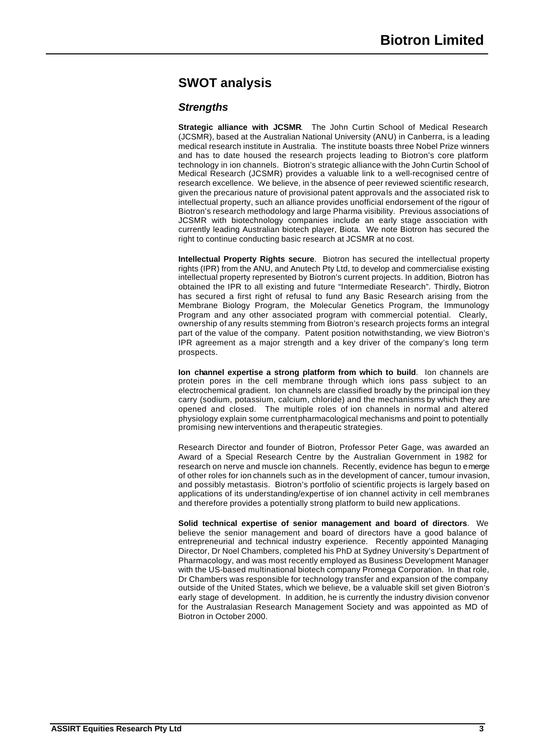## SWOT analysis

### *Strengths*

**Strategic alliance with JCSMR**. The John Curtin School of Medical Research (JCSMR), based at the Australian National University (ANU) in Canberra, is a leading medical research institute in Australia. The institute boasts three Nobel Prize winners and has to date housed the research projects leading to Biotron's core platform technology in ion channels. Biotron's strategic alliance with the John Curtin School of Medical Research (JCSMR) provides a valuable link to a well-recognised centre of research excellence. We believe, in the absence of peer reviewed scientific research, given the precarious nature of provisional patent approvals and the associated risk to intellectual property, such an alliance provides unofficial endorsement of the rigour of Biotron's research methodology and large Pharma visibility. Previous associations of JCSMR with biotechnology companies include an early stage association with currently leading Australian biotech player, Biota. We note Biotron has secured the right to continue conducting basic research at JCSMR at no cost.

**Intellectual Property Rights secure**. Biotron has secured the intellectual property rights (IPR) from the ANU, and Anutech Pty Ltd, to develop and commercialise existing intellectual property represented by Biotron's current projects. In addition, Biotron has obtained the IPR to all existing and future "Intermediate Research". Thirdly, Biotron has secured a first right of refusal to fund any Basic Research arising from the Membrane Biology Program, the Molecular Genetics Program, the Immunology Program and any other associated program with commercial potential. Clearly, ownership of any results stemming from Biotron's research projects forms an integral part of the value of the company. Patent position notwithstanding, we view Biotron's IPR agreement as a major strength and a key driver of the company's long term prospects.

**Ion channel expertise a strong platform from which to build**. Ion channels are protein pores in the cell membrane through which ions pass subject to an electrochemical gradient. Ion channels are classified broadly by the principal ion they carry (sodium, potassium, calcium, chloride) and the mechanisms by which they are opened and closed. The multiple roles of ion channels in normal and altered physiology explain some current pharmacological mechanisms and point to potentially promising new interventions and therapeutic strategies.

Research Director and founder of Biotron, Professor Peter Gage, was awarded an Award of a Special Research Centre by the Australian Government in 1982 for research on nerve and muscle ion channels. Recently, evidence has begun to emerge of other roles for ion channels such as in the development of cancer, tumour invasion, and possibly metastasis. Biotron's portfolio of scientific projects is largely based on applications of its understanding/expertise of ion channel activity in cell membranes and therefore provides a potentially strong platform to build new applications.

**Solid technical expertise of senior management and board of directors**. We believe the senior management and board of directors have a good balance of entrepreneurial and technical industry experience. Recently appointed Managing Director, Dr Noel Chambers, completed his PhD at Sydney University's Department of Pharmacology, and was most recently employed as Business Development Manager with the US-based multinational biotech company Promega Corporation. In that role, Dr Chambers was responsible for technology transfer and expansion of the company outside of the United States, which we believe, be a valuable skill set given Biotron's early stage of development. In addition, he is currently the industry division convenor for the Australasian Research Management Society and was appointed as MD of Biotron in October 2000.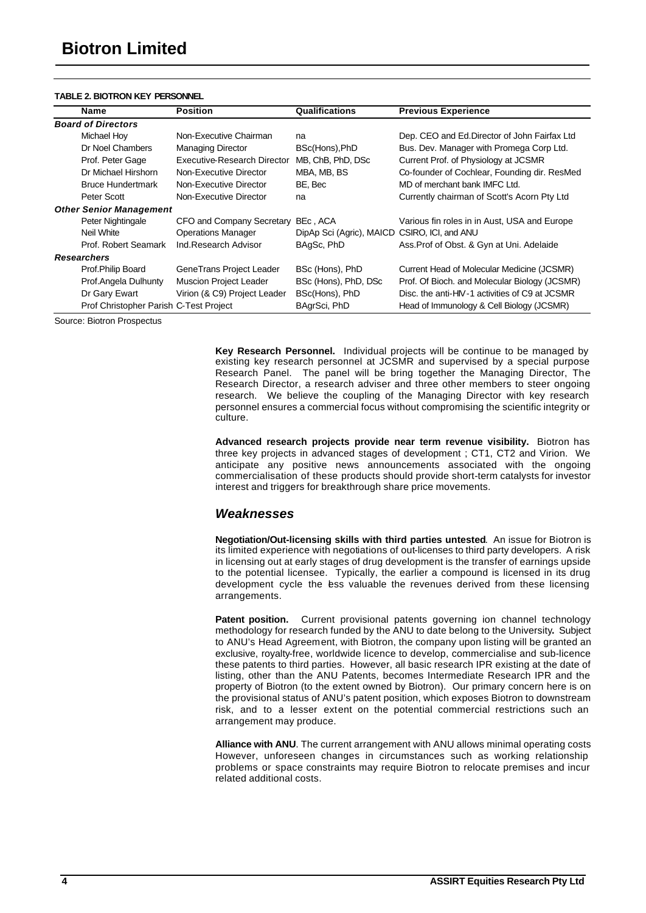**TABLE 2. BIOTRON KEY PERSONNEL**

| Name | Position | Qualifications | Previous Experience |
|---|---|---|---|
| ***Board of Directors*** | | | |
| Michael Hoy | Non-Executive Chairman | na | Dep. CEO and Ed.Director of John Fairfax Ltd |
| Dr Noel Chambers | Managing Director | BSc(Hons),PhD | Bus. Dev. Manager with Promega Corp Ltd. |
| Prof. Peter Gage | Executive-Research Director | MB, ChB, PhD, DSc | Current Prof. of Physiology at JCSMR |
| Dr Michael Hirshorn | Non-Executive Director | MBA, MB, BS | Co-founder of Cochlear, Founding dir. ResMed |
| Bruce Hundertmark | Non-Executive Director | BE, Bec | MD of merchant bank IMFC Ltd. |
| Peter Scott | Non-Executive Director | na | Currently chairman of Scott's Acorn Pty Ltd |
| ***Other Senior Management*** | | | |
| Peter Nightingale | CFO and Company Secretary | BEc , ACA | Various fin roles in in Aust, USA and Europe |
| Neil White | Operations Manager | DipAp Sci (Agric), MAICD | CSIRO, ICI, and ANU |
| Prof. Robert Seamark | Ind.Research Advisor | BAgSc, PhD | Ass.Prof of Obst. & Gyn at Uni. Adelaide |
| ***Researchers*** | | | |
| Prof.Philip Board | GeneTrans Project Leader | BSc (Hons), PhD | Current Head of Molecular Medicine (JCSMR) |
| Prof.Angela Dulhunty | Muscion Project Leader | BSc (Hons), PhD, DSc | Prof. Of Bioch. and Molecular Biology (JCSMR) |
| Dr Gary Ewart | Virion (& C9) Project Leader | BSc(Hons), PhD | Disc. the anti-HIV-1 activities of C9 at JCSMR |
| Prof Christopher Parish | C-Test Project | BAgrSci, PhD | Head of Immunology & Cell Biology (JCSMR) |

Source: Biotron Prospectus

**Key Research Personnel.** Individual projects will be continue to be managed by existing key research personnel at JCSMR and supervised by a special purpose Research Panel. The panel will be bring together the Managing Director, The Research Director, a research adviser and three other members to steer ongoing research. We believe the coupling of the Managing Director with key research personnel ensures a commercial focus without compromising the scientific integrity or culture.

**Advanced research projects provide near term revenue visibility.** Biotron has three key projects in advanced stages of development ; CT1, CT2 and Virion. We anticipate any positive news announcements associated with the ongoing commercialisation of these products should provide short-term catalysts for investor interest and triggers for breakthrough share price movements.

## *Weaknesses*

**Negotiation/Out-licensing skills with third parties untested**. An issue for Biotron is its limited experience with negotiations of out-licenses to third party developers. A risk in licensing out at early stages of drug development is the transfer of earnings upside to the potential licensee. Typically, the earlier a compound is licensed in its drug development cycle the less valuable the revenues derived from these licensing arrangements.

**Patent position.** Current provisional patents governing ion channel technology methodology for research funded by the ANU to date belong to the University**.** Subject to ANU's Head Agreement, with Biotron, the company upon listing will be granted an exclusive, royalty-free, worldwide licence to develop, commercialise and sub-licence these patents to third parties. However, all basic research IPR existing at the date of listing, other than the ANU Patents, becomes Intermediate Research IPR and the property of Biotron (to the extent owned by Biotron). Our primary concern here is on the provisional status of ANU's patent position, which exposes Biotron to downstream risk, and to a lesser extent on the potential commercial restrictions such an arrangement may produce.

**Alliance with ANU**. The current arrangement with ANU allows minimal operating costs However, unforeseen changes in circumstances such as working relationship problems or space constraints may require Biotron to relocate premises and incur related additional costs.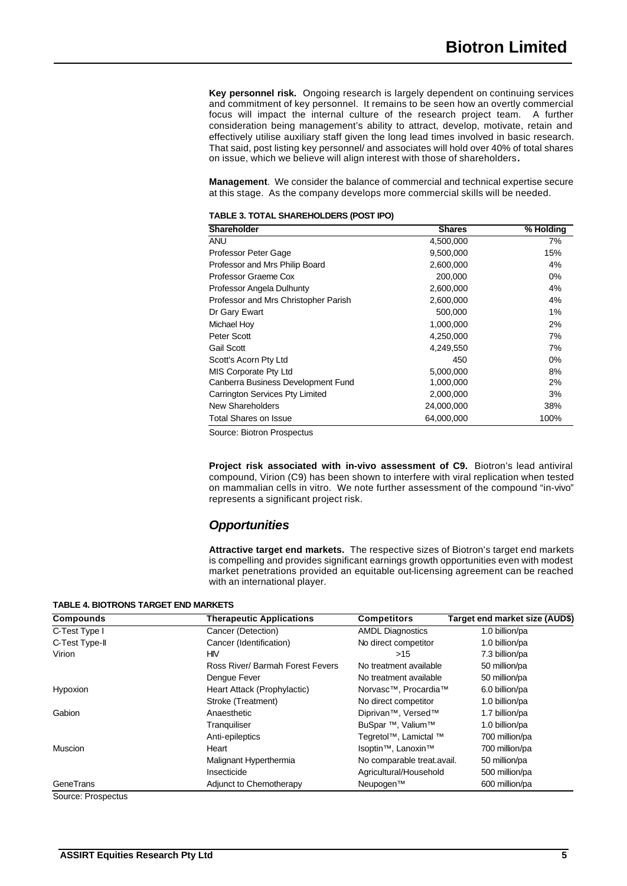**Key personnel risk.** Ongoing research is largely dependent on continuing services and commitment of key personnel. It remains to be seen how an overtly commercial focus will impact the internal culture of the research project team. A further consideration being management's ability to attract, develop, motivate, retain and effectively utilise auxiliary staff given the long lead times involved in basic research. That said, post listing key personnel/ and associates will hold over 40% of total shares on issue, which we believe will align interest with those of shareholders**.**

**Management**. We consider the balance of commercial and technical expertise secure at this stage. As the company develops more commercial skills will be needed.

**TABLE 3. TOTAL SHAREHOLDERS (POST IPO)**

| Shareholder | Shares | % Holding |
|---|---|---|
| ANU | 4,500,000 | 7% |
| Professor Peter Gage | 9,500,000 | 15% |
| Professor and Mrs Philip Board | 2,600,000 | 4% |
| Professor Graeme Cox | 200,000 | 0% |
| Professor Angela Dulhunty | 2,600,000 | 4% |
| Professor and Mrs Christopher Parish | 2,600,000 | 4% |
| Dr Gary Ewart | 500,000 | 1% |
| Michael Hoy | 1,000,000 | 2% |
| Peter Scott | 4,250,000 | 7% |
| Gail Scott | 4,249,550 | 7% |
| Scott's Acorn Pty Ltd | 450 | 0% |
| MIS Corporate Pty Ltd | 5,000,000 | 8% |
| Canberra Business Development Fund | 1,000,000 | 2% |
| Carrington Services Pty Limited | 2,000,000 | 3% |
| New Shareholders | 24,000,000 | 38% |
| Total Shares on Issue | 64,000,000 | 100% |

Source: Biotron Prospectus

**Project risk associated with in-vivo assessment of C9.** Biotron's lead antiviral compound, Virion (C9) has been shown to interfere with viral replication when tested on mammalian cells in vitro. We note further assessment of the compound "in-vivo" represents a significant project risk.

## *Opportunities*

**Attractive target end markets.** The respective sizes of Biotron's target end markets is compelling and provides significant earnings growth opportunities even with modest market penetrations provided an equitable out-licensing agreement can be reached with an international player.

**TABLE 4. BIOTRONS TARGET END MARKETS**

| Compounds | Therapeutic Applications | Competitors | Target end market size (AUD$) |
|---|---|---|---|
| C-Test Type I | Cancer (Detection) | AMDL Diagnostics | 1.0 billion/pa |
| C-Test Type-II | Cancer (Identification) | No direct competitor | 1.0 billion/pa |
| Virion | HIV | >15 | 7.3 billion/pa |
| | Ross River/ Barmah Forest Fevers | No treatment available | 50 million/pa |
| | Dengue Fever | No treatment available | 50 million/pa |
| Hypoxion | Heart Attack (Prophylactic) | Norvasc™, Procardia™ | 6.0 billion/pa |
| | Stroke (Treatment) | No direct competitor | 1.0 billion/pa |
| Gabion | Anaesthetic | Diprivan™, Versed™ | 1.7 billion/pa |
| | Tranquiliser | BuSpar ™, Valium™ | 1.0 billion/pa |
| | Anti-epileptics | Tegretol™, Lamictal ™ | 700 million/pa |
| Muscion | Heart | Isoptin™, Lanoxin™ | 700 million/pa |
| | Malignant Hyperthermia | No comparable treat.avail. | 50 million/pa |
| | Insecticide | Agricultural/Household | 500 million/pa |
| GeneTrans | Adjunct to Chemotherapy | Neupogen™ | 600 million/pa |

Source: Prospectus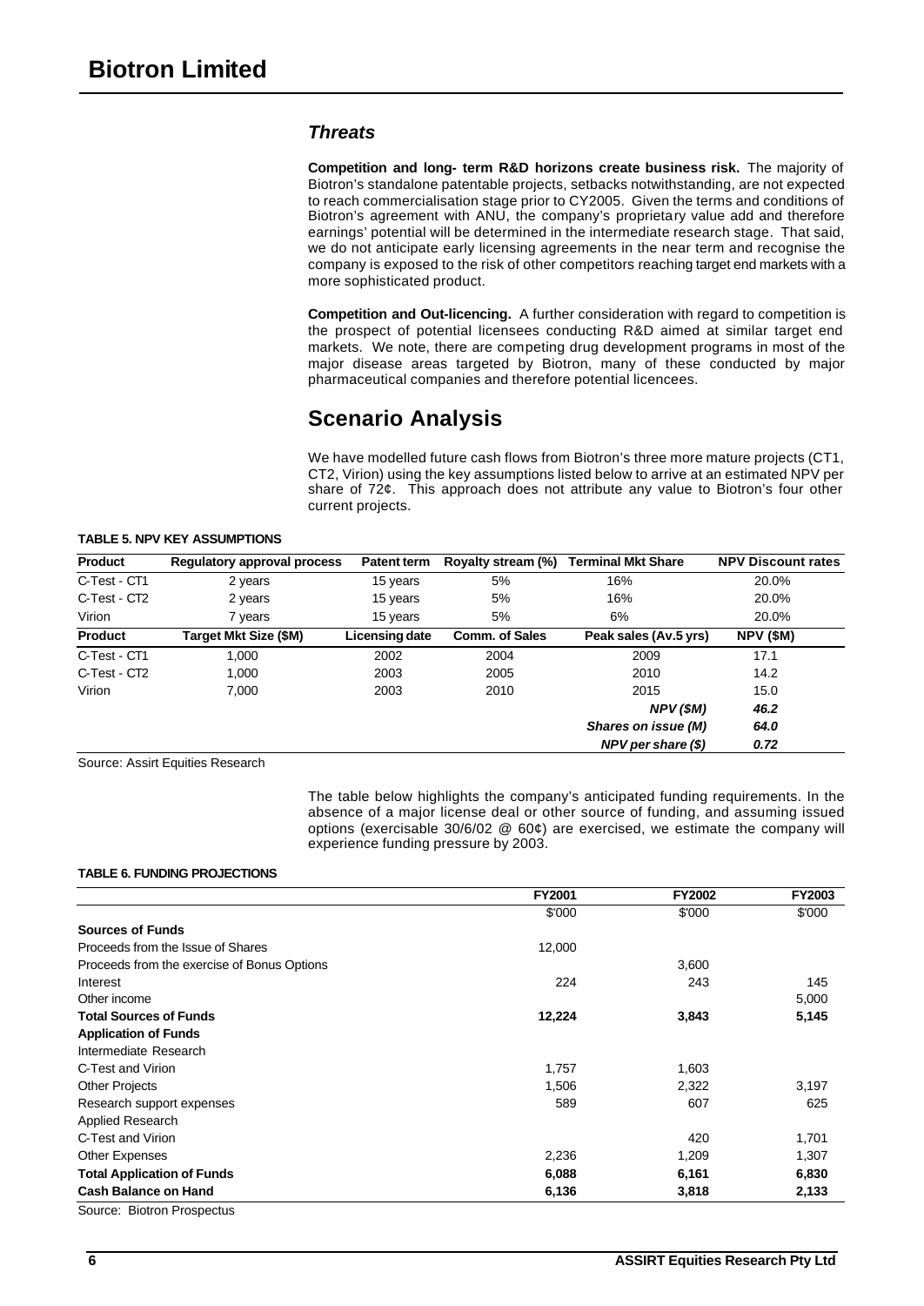### *Threats*

**Competition and long- term R&D horizons create business risk.** The majority of Biotron's standalone patentable projects, setbacks notwithstanding, are not expected to reach commercialisation stage prior to CY2005. Given the terms and conditions of Biotron's agreement with ANU, the company's proprietary value add and therefore earnings' potential will be determined in the intermediate research stage. That said, we do not anticipate early licensing agreements in the near term and recognise the company is exposed to the risk of other competitors reaching target end markets with a more sophisticated product.

**Competition and Out-licencing.** A further consideration with regard to competition is the prospect of potential licensees conducting R&D aimed at similar target end markets. We note, there are competing drug development programs in most of the major disease areas targeted by Biotron, many of these conducted by major pharmaceutical companies and therefore potential licencees.

## Scenario Analysis

We have modelled future cash flows from Biotron's three more mature projects (CT1, CT2, Virion) using the key assumptions listed below to arrive at an estimated NPV per share of 72¢. This approach does not attribute any value to Biotron's four other current projects.

**TABLE 5. NPV KEY ASSUMPTIONS**

| Product | Regulatory approval process | Patent term | Royalty stream (%) | Terminal Mkt Share | NPV Discount rates |
|---|---|---|---|---|---|
| C-Test - CT1 | 2 years | 15 years | 5% | 16% | 20.0% |
| C-Test - CT2 | 2 years | 15 years | 5% | 16% | 20.0% |
| Virion | 7 years | 15 years | 5% | 6% | 20.0% |
| **Product** | **Target Mkt Size ($M)** | **Licensing date** | **Comm. of Sales** | **Peak sales (Av.5 yrs)** | **NPV ($M)** |
| C-Test - CT1 | 1,000 | 2002 | 2004 | 2009 | 17.1 |
| C-Test - CT2 | 1,000 | 2003 | 2005 | 2010 | 14.2 |
| Virion | 7,000 | 2003 | 2010 | 2015 | 15.0 |
| | | | | ***NPV ($M)*** | ***46.2*** |
| | | | | ***Shares on issue (M)*** | ***64.0*** |
| | | | | ***NPV per share ($)*** | ***0.72*** |

Source: Assirt Equities Research

The table below highlights the company's anticipated funding requirements. In the absence of a major license deal or other source of funding, and assuming issued options (exercisable 30/6/02 @ 60¢) are exercised, we estimate the company will experience funding pressure by 2003.

**TABLE 6. FUNDING PROJECTIONS**

| | FY2001 | FY2002 | FY2003 |
|---|---|---|---|
| | $'000 | $'000 | $'000 |
| **Sources of Funds** | | | |
| Proceeds from the Issue of Shares | 12,000 | | |
| Proceeds from the exercise of Bonus Options | | 3,600 | |
| Interest | 224 | 243 | 145 |
| Other income | | | 5,000 |
| **Total Sources of Funds** | **12,224** | **3,843** | **5,145** |
| **Application of Funds** | | | |
| Intermediate Research | | | |
| C-Test and Virion | 1,757 | 1,603 | |
| Other Projects | 1,506 | 2,322 | 3,197 |
| Research support expenses | 589 | 607 | 625 |
| Applied Research | | | |
| C-Test and Virion | | 420 | 1,701 |
| Other Expenses | 2,236 | 1,209 | 1,307 |
| **Total Application of Funds** | **6,088** | **6,161** | **6,830** |
| **Cash Balance on Hand** | **6,136** | **3,818** | **2,133** |

Source: Biotron Prospectus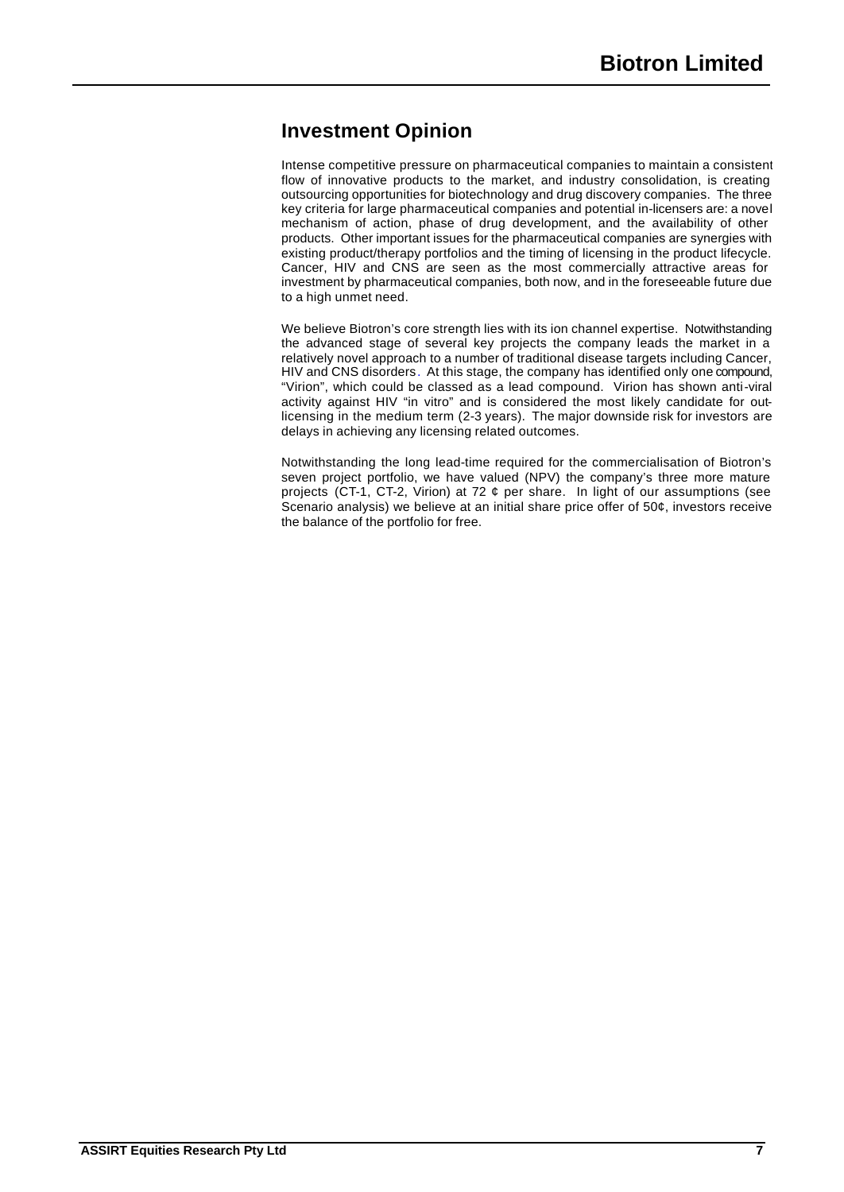## Investment Opinion

Intense competitive pressure on pharmaceutical companies to maintain a consistent flow of innovative products to the market, and industry consolidation, is creating outsourcing opportunities for biotechnology and drug discovery companies. The three key criteria for large pharmaceutical companies and potential in-licensers are: a novel mechanism of action, phase of drug development, and the availability of other products. Other important issues for the pharmaceutical companies are synergies with existing product/therapy portfolios and the timing of licensing in the product lifecycle. Cancer, HIV and CNS are seen as the most commercially attractive areas for investment by pharmaceutical companies, both now, and in the foreseeable future due to a high unmet need.

We believe Biotron's core strength lies with its ion channel expertise. Notwithstanding the advanced stage of several key projects the company leads the market in a relatively novel approach to a number of traditional disease targets including Cancer, HIV and CNS disorders. At this stage, the company has identified only one compound, "Virion", which could be classed as a lead compound. Virion has shown anti-viral activity against HIV "in vitro" and is considered the most likely candidate for out-licensing in the medium term (2-3 years). The major downside risk for investors are delays in achieving any licensing related outcomes.

Notwithstanding the long lead-time required for the commercialisation of Biotron's seven project portfolio, we have valued (NPV) the company's three more mature projects (CT-1, CT-2, Virion) at 72 ¢ per share. In light of our assumptions (see Scenario analysis) we believe at an initial share price offer of 50¢, investors receive the balance of the portfolio for free.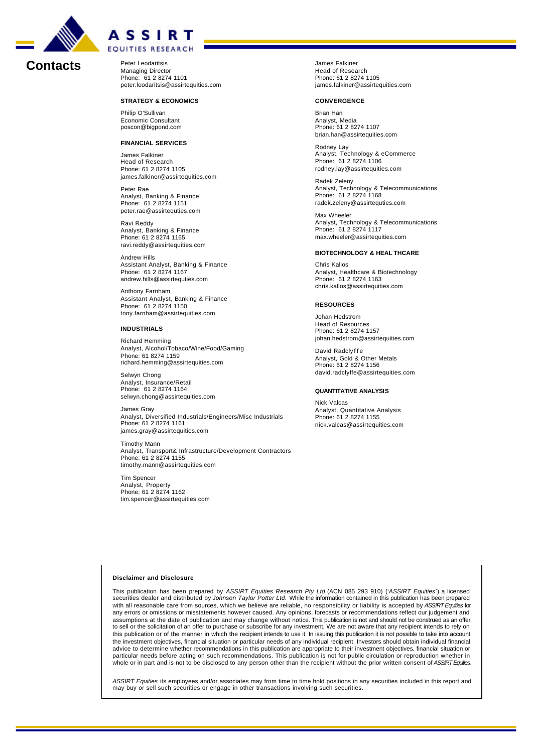# Contacts

Peter Leodaritsis
Managing Director
Phone: 61 2 8274 1101
peter.leodaritsis@assirtequities.com

### STRATEGY & ECONOMICS

Philip O'Sullivan
Economic Consultant
poscon@bigpond.com

### FINANCIAL SERVICES

James Falkiner
Head of Research
Phone: 61 2 8274 1105
james.falkiner@assirtequities.com

Peter Rae
Analyst, Banking & Finance
Phone: 61 2 8274 1151
peter.rae@assirtequties.com

Ravi Reddy
Analyst, Banking & Finance
Phone: 61 2 8274 1165
ravi.reddy@assirtequities.com

Andrew Hills
Assistant Analyst, Banking & Finance
Phone: 61 2 8274 1167
andrew.hills@assirtequties.com

Anthony Farnham
Assistant Analyst, Banking & Finance
Phone: 61 2 8274 1150
tony.farnham@assirtequities.com

### INDUSTRIALS

Richard Hemming
Analyst, Alcohol/Tobaco/Wine/Food/Gaming
Phone: 61 8274 1159
richard.hemming@assirtequities.com

Selwyn Chong
Analyst, Insurance/Retail
Phone: 61 2 8274 1164
selwyn.chong@assirtequities.com

James Gray
Analyst, Diversified Industrials/Engineers/Misc Industrials
Phone: 61 2 8274 1161
james.gray@assirtequities.com

Timothy Mann
Analyst, Transport& Infrastructure/Development Contractors
Phone: 61 2 8274 1155
timothy.mann@assirtequities.com

Tim Spencer
Analyst, Property
Phone: 61 2 8274 1162
tim.spencer@assirtequities.com

James Falkiner
Head of Research
Phone: 61 2 8274 1105
james.falkiner@assirtequities.com

### CONVERGENCE

Brian Han
Analyst, Media
Phone: 61 2 8274 1107
brian.han@assirtequities.com

Rodney Lay
Analyst, Technology & eCommerce
Phone: 61 2 8274 1106
rodney.lay@assirtequities.com

Radek Zeleny
Analyst, Technology & Telecommunications
Phone: 61 2 8274 1168
radek.zeleny@assirtequties.com

Max Wheeler
Analyst, Technology & Telecommunications
Phone: 61 2 8274 1117
max.wheeler@assirtequities.com

### BIOTECHNOLOGY & HEAL THCARE

Chris Kallos
Analyst, Healthcare & Biotechnology
Phone: 61 2 8274 1163
chris.kallos@assirtequities.com

### RESOURCES

Johan Hedstrom
Head of Resources
Phone: 61 2 8274 1157
johan.hedstrom@assirtequities.com

David Radclyffe
Analyst, Gold & Other Metals
Phone: 61 2 8274 1156
david.radclyffe@assirtequities.com

### QUANTITATIVE ANALYSIS

Nick Valcas
Analyst, Quantitative Analysis
Phone: 61 2 8274 1155
nick.valcas@assirtequities.com

**Disclaimer and Disclosure**

This publication has been prepared by *ASSIRT Equities Research Pty Ltd* (ACN 085 293 910) ('*ASSIRT Equities*') a licensed securities dealer and distributed by *Johnson Taylor Potter Ltd*. While the information contained in this publication has been prepared with all reasonable care from sources, which we believe are reliable, no responsibility or liability is accepted by *ASSIRT Equities* for any errors or omissions or misstatements however caused. Any opinions, forecasts or recommendations reflect our judgement and assumptions at the date of publication and may change without notice. This publication is not and should not be construed as an offer to sell or the solicitation of an offer to purchase or subscribe for any investment. We are not aware that any recipient intends to rely on this publication or of the manner in which the recipient intends to use it. In issuing this publication it is not possible to take into account the investment objectives, financial situation or particular needs of any individual recipient. Investors should obtain individual financial advice to determine whether recommendations in this publication are appropriate to their investment objectives, financial situation or particular needs before acting on such recommendations. This publication is not for public circulation or reproduction whether in whole or in part and is not to be disclosed to any person other than the recipient without the prior written consent of *ASSIRT Equities*.

*ASSIRT Equities* its employees and/or associates may from time to time hold positions in any securities included in this report and may buy or sell such securities or engage in other transactions involving such securities.